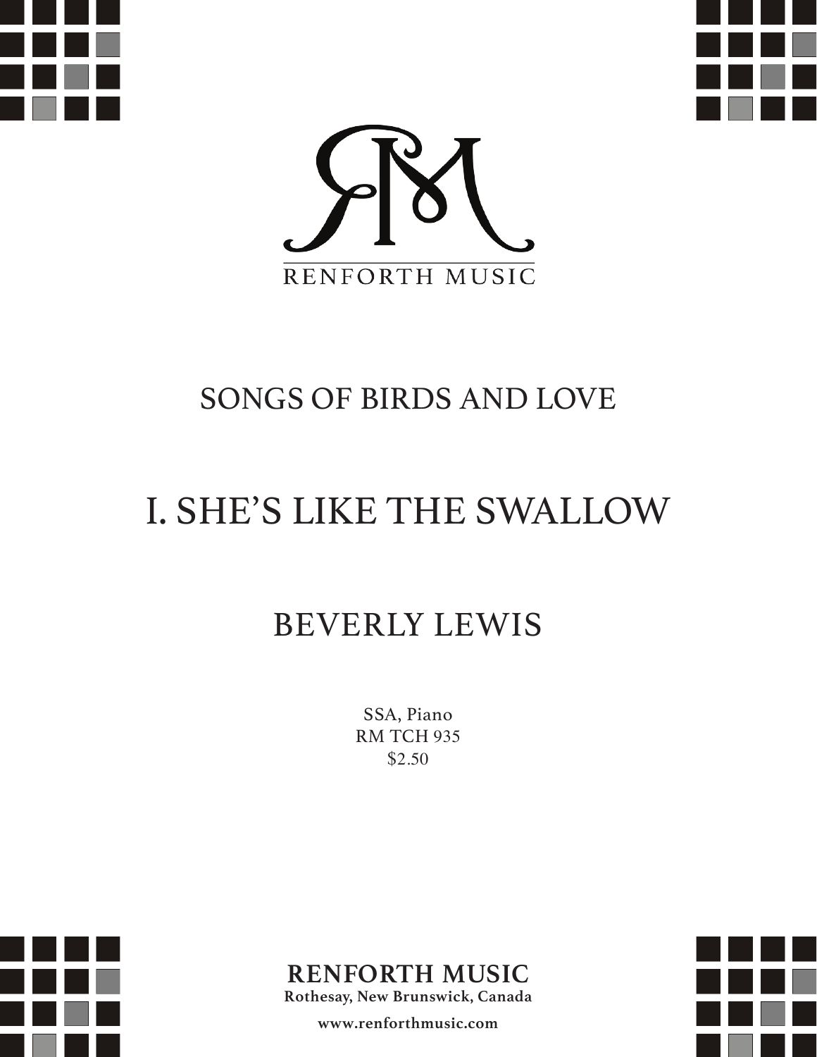RENFORTH MUSIC

## SONGS OF BIRDS AND LOVE

# I. SHE'S LIKE THE SWALLOW

## BEVERLY LEWIS

SSA, Piano
RM TCH 935
$2.50

**RENFORTH MUSIC**
**Rothesay, New Brunswick, Canada**

**www.renforthmusic.com**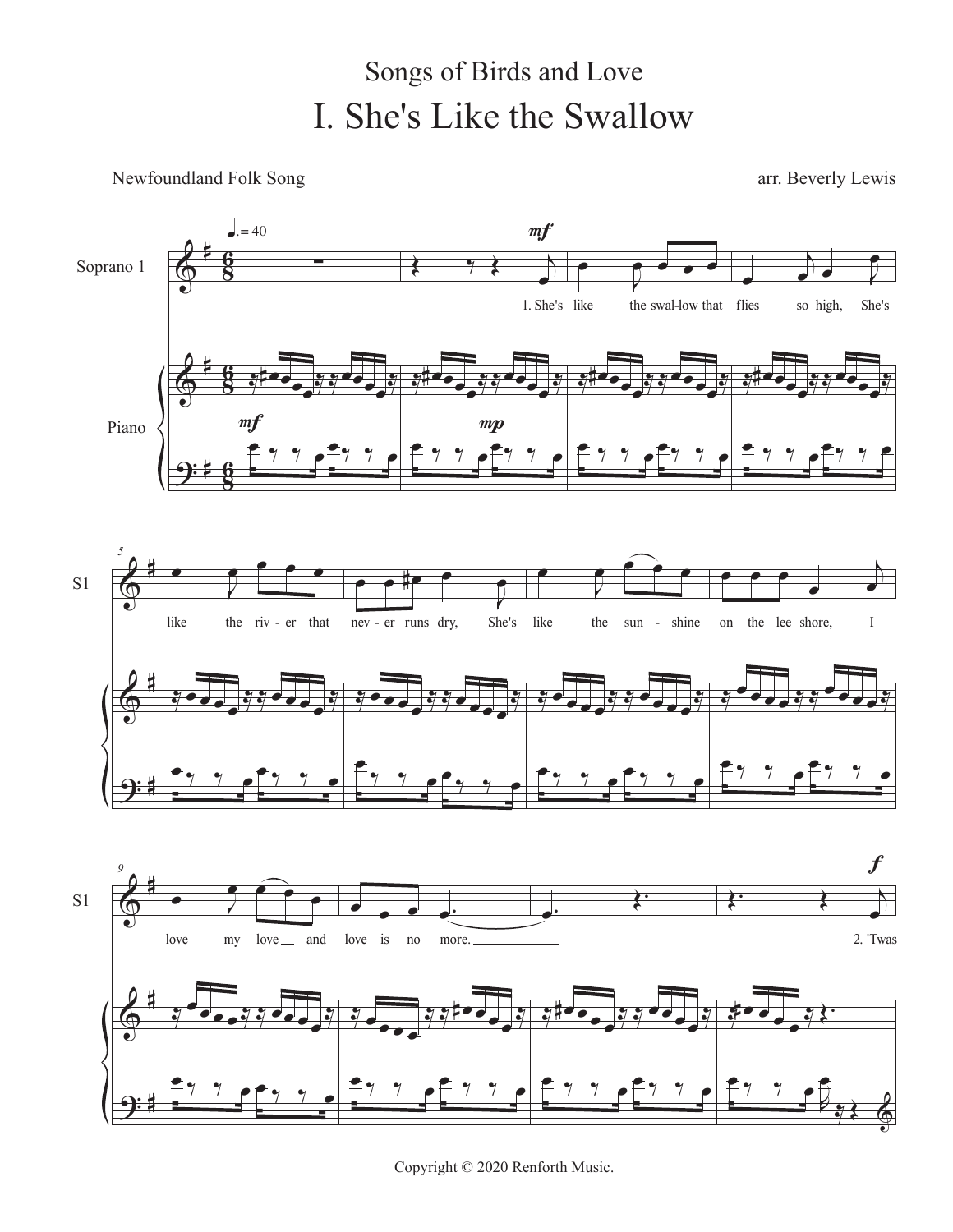Songs of Birds and Love

# I. She's Like the Swallow

Newfoundland Folk Song

arr. Beverly Lewis

♩. = 40

Soprano 1

Piano

1. She's like the swal-low that flies so high, She's like the riv-er that nev-er runs dry, She's like the sun-shine on the lee shore, I love my love and love is no more.

2. 'Twas

Copyright © 2020 Renforth Music.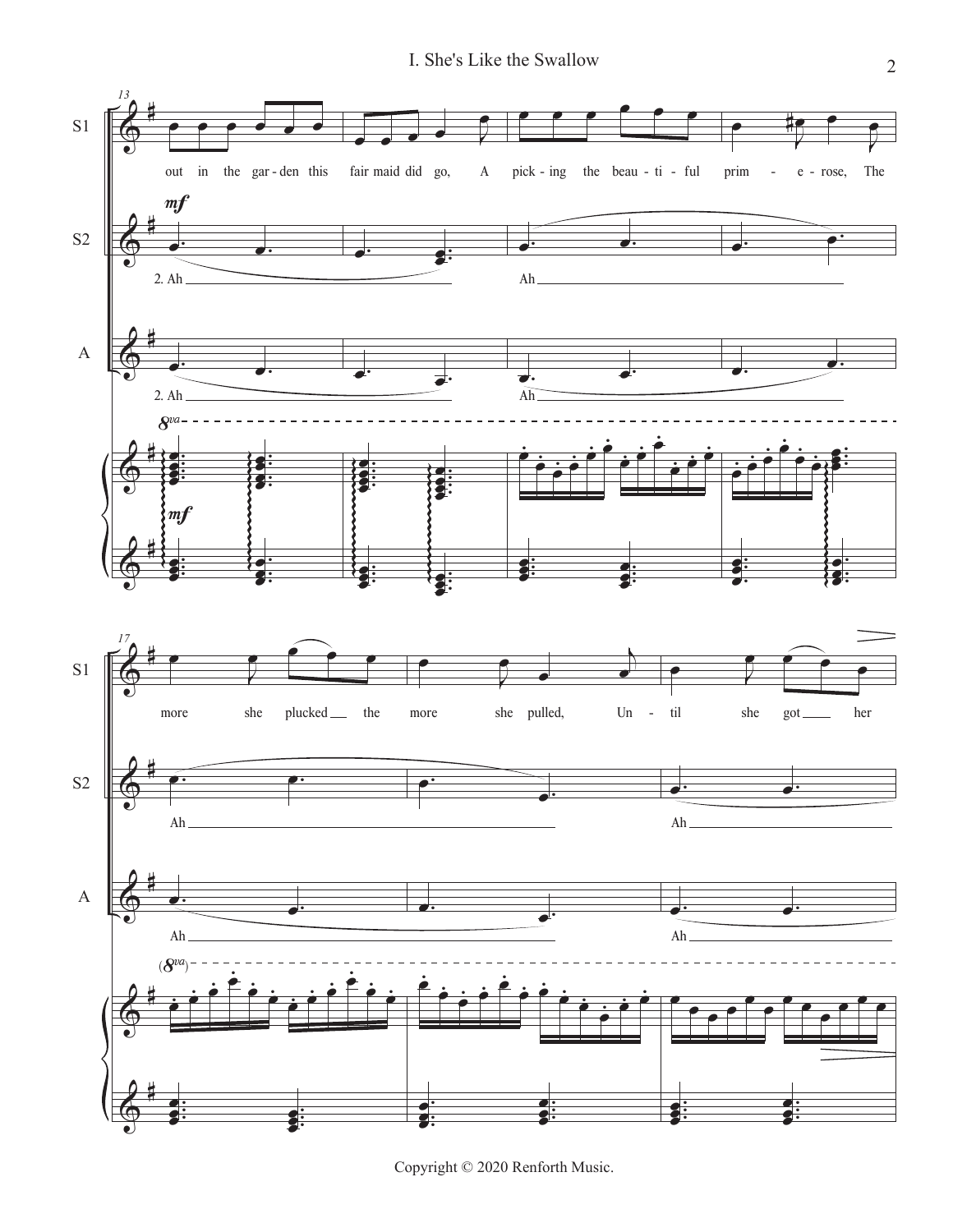S1: out in the gar - den this fair maid did go, A pick - ing the beau - ti - ful prim - e - rose, The more she plucked the more she pulled, Un - til she got her

S2: 2. Ah Ah Ah Ah

A: 2. Ah Ah Ah Ah

*mf*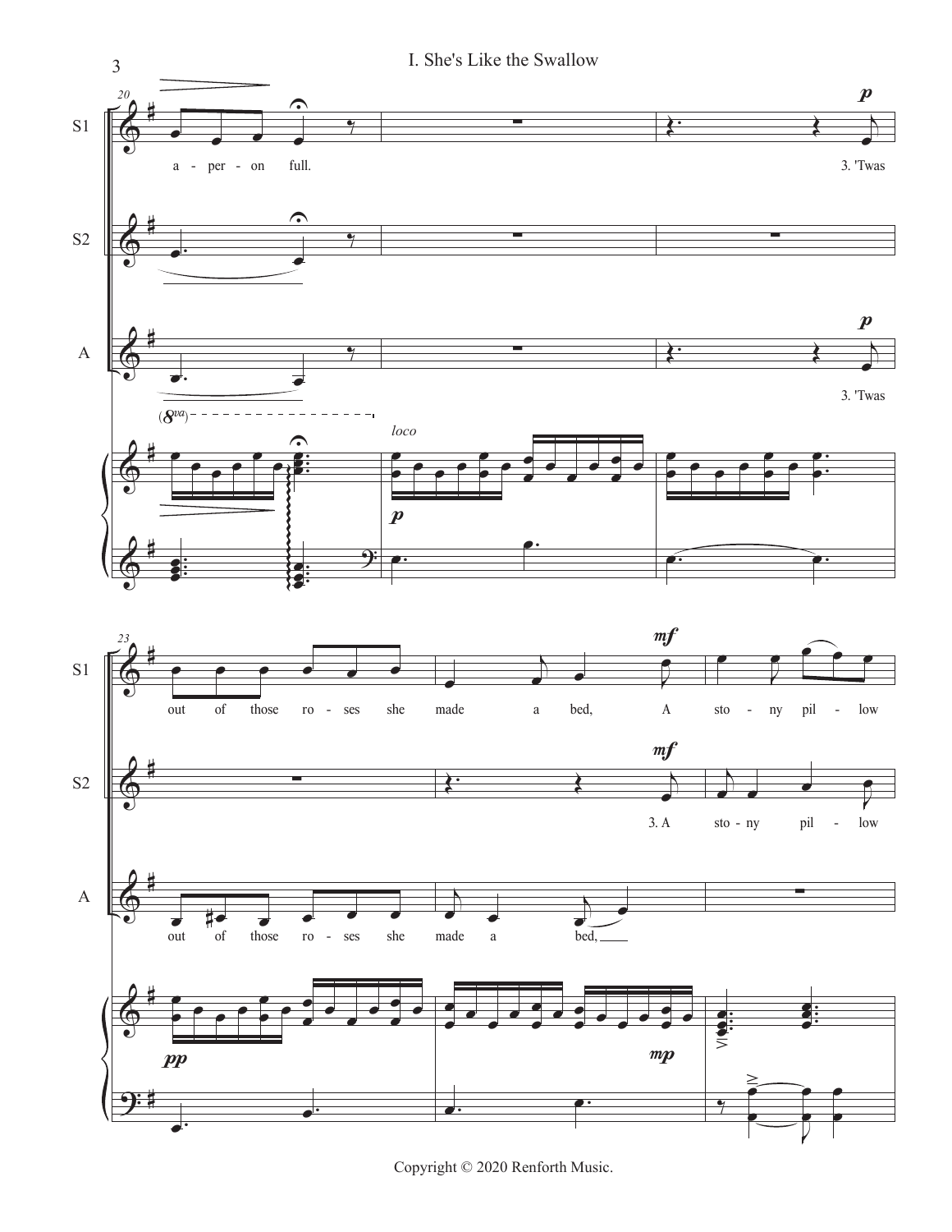S1: a - per - on full. 3. 'Twas out of those ro - ses she made a bed, A sto - ny pil - low

S2: 3. A sto - ny pil - low

A: 3. 'Twas out of those ro - ses she made a bed,

Copyright © 2020 Renforth Music.